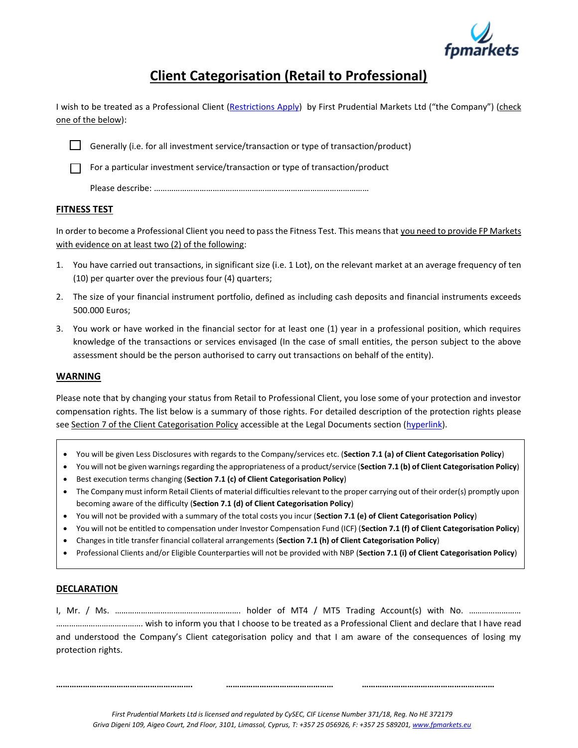# Client Categorisation (Retail to Professional)

I wish to be treated as a Professional Client (Restrictions Apply) by First Prudential Markets Ltd ("the Company") (check one of the below):

- ☐ Generally (i.e. for all investment service/transaction or type of transaction/product)
- ☐ For a particular investment service/transaction or type of transaction/product

  Please describe: ……………………………………………………………………………………

## FITNESS TEST

In order to become a Professional Client you need to pass the Fitness Test. This means that you need to provide FP Markets with evidence on at least two (2) of the following:

1. You have carried out transactions, in significant size (i.e. 1 Lot), on the relevant market at an average frequency of ten (10) per quarter over the previous four (4) quarters;
2. The size of your financial instrument portfolio, defined as including cash deposits and financial instruments exceeds 500.000 Euros;
3. You work or have worked in the financial sector for at least one (1) year in a professional position, which requires knowledge of the transactions or services envisaged (In the case of small entities, the person subject to the above assessment should be the person authorised to carry out transactions on behalf of the entity).

## WARNING

Please note that by changing your status from Retail to Professional Client, you lose some of your protection and investor compensation rights. The list below is a summary of those rights. For detailed description of the protection rights please see Section 7 of the Client Categorisation Policy accessible at the Legal Documents section (hyperlink).

- You will be given Less Disclosures with regards to the Company/services etc. (**Section 7.1 (a) of Client Categorisation Policy**)
- You will not be given warnings regarding the appropriateness of a product/service (**Section 7.1 (b) of Client Categorisation Policy**)
- Best execution terms changing (**Section 7.1 (c) of Client Categorisation Policy**)
- The Company must inform Retail Clients of material difficulties relevant to the proper carrying out of their order(s) promptly upon becoming aware of the difficulty (**Section 7.1 (d) of Client Categorisation Policy**)
- You will not be provided with a summary of the total costs you incur (**Section 7.1 (e) of Client Categorisation Policy**)
- You will not be entitled to compensation under Investor Compensation Fund (ICF) (**Section 7.1 (f) of Client Categorisation Policy**)
- Changes in title transfer financial collateral arrangements (**Section 7.1 (h) of Client Categorisation Policy**)
- Professional Clients and/or Eligible Counterparties will not be provided with NBP (**Section 7.1 (i) of Client Categorisation Policy**)

## DECLARATION

I, Mr. / Ms. ……………………………………………………. holder of MT4 / MT5 Trading Account(s) with No. …………………… ………………………………… wish to inform you that I choose to be treated as a Professional Client and declare that I have read and understood the Company's Client categorisation policy and that I am aware of the consequences of losing my protection rights.

…………………………………………………… ………………………………………… ……………………………………………………

*First Prudential Markets Ltd is licensed and regulated by CySEC, CIF License Number 371/18, Reg. No HE 372179*
*Griva Digeni 109, Aigeo Court, 2nd Floor, 3101, Limassol, Cyprus, T: +357 25 056926, F: +357 25 589201, www.fpmarkets.eu*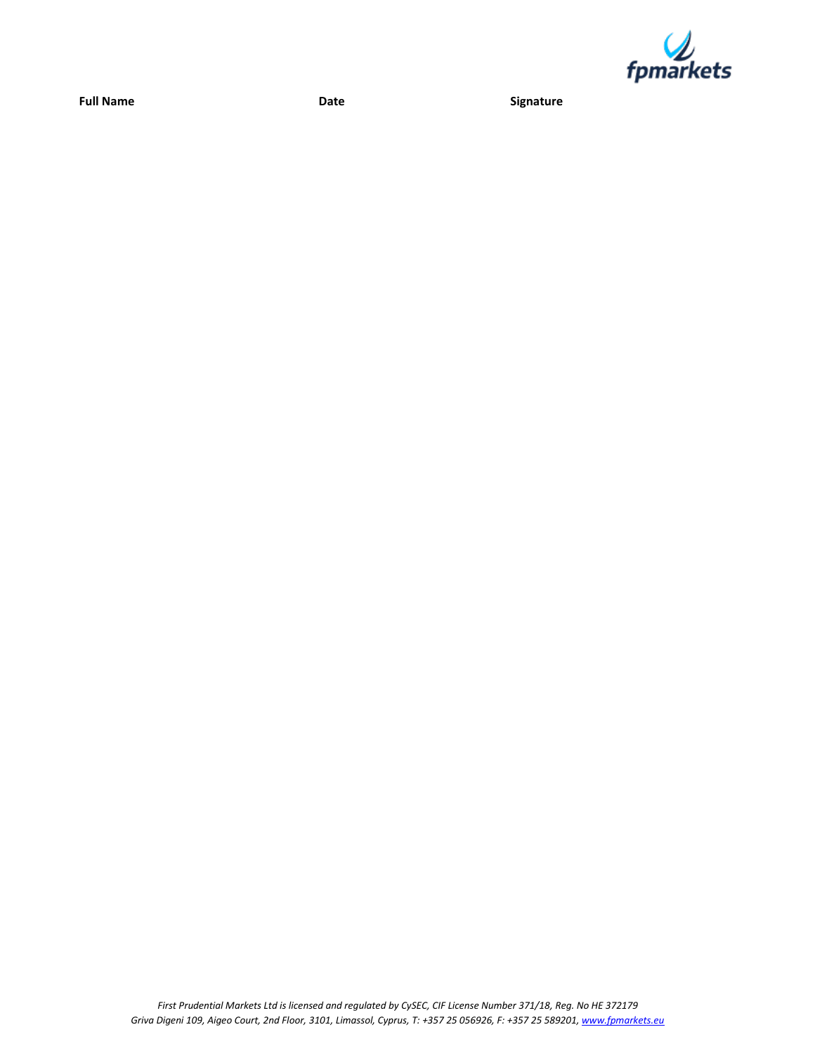**Full Name** **Date** **Signature**

*First Prudential Markets Ltd is licensed and regulated by CySEC, CIF License Number 371/18, Reg. No HE 372179*
*Griva Digeni 109, Aigeo Court, 2nd Floor, 3101, Limassol, Cyprus, T: +357 25 056926, F: +357 25 589201, [www.fpmarkets.eu](www.fpmarkets.eu)*